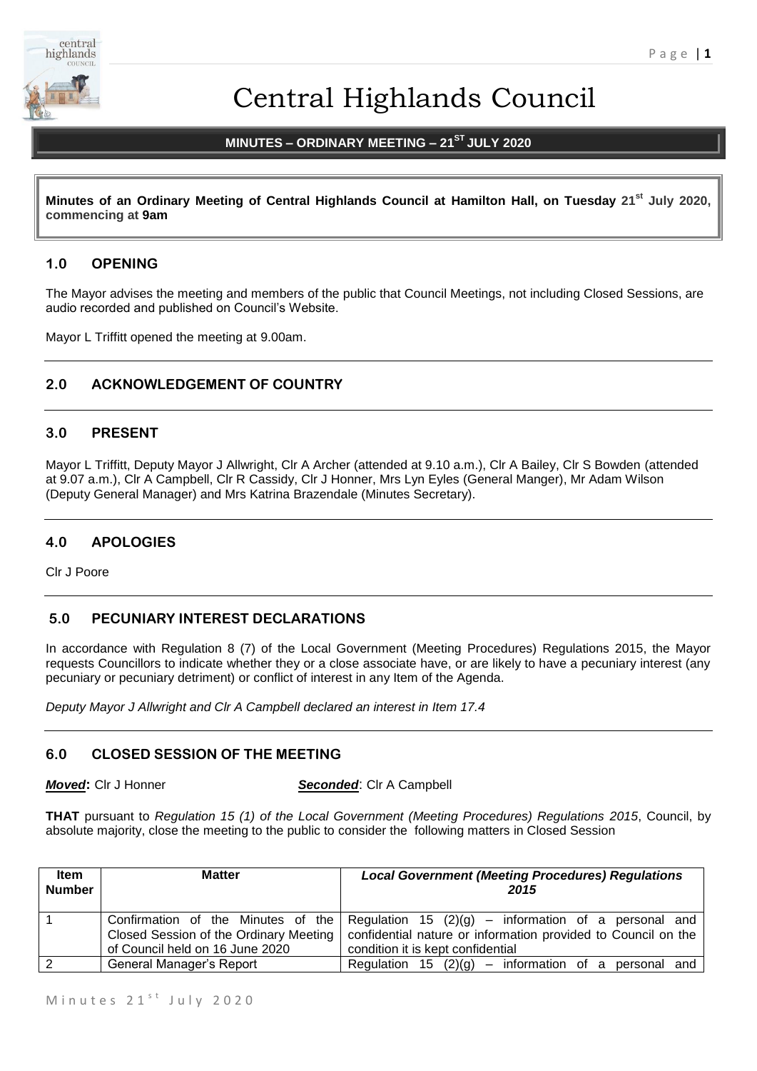# Central Highlands Council

**MINUTES – ORDINARY MEETING – 21ST JULY 2020**

**Minutes of an Ordinary Meeting of Central Highlands Council at Hamilton Hall, on Tuesday 21st July 2020, commencing at 9am**

## 1.0 OPENING

The Mayor advises the meeting and members of the public that Council Meetings, not including Closed Sessions, are audio recorded and published on Council's Website.

Mayor L Triffitt opened the meeting at 9.00am.

## 2.0 ACKNOWLEDGEMENT OF COUNTRY

## 3.0 PRESENT

Mayor L Triffitt, Deputy Mayor J Allwright, Clr A Archer (attended at 9.10 a.m.), Clr A Bailey, Clr S Bowden (attended at 9.07 a.m.), Clr A Campbell, Clr R Cassidy, Clr J Honner, Mrs Lyn Eyles (General Manger), Mr Adam Wilson (Deputy General Manager) and Mrs Katrina Brazendale (Minutes Secretary).

## 4.0 APOLOGIES

Clr J Poore

## 5.0 PECUNIARY INTEREST DECLARATIONS

In accordance with Regulation 8 (7) of the Local Government (Meeting Procedures) Regulations 2015, the Mayor requests Councillors to indicate whether they or a close associate have, or are likely to have a pecuniary interest (any pecuniary or pecuniary detriment) or conflict of interest in any Item of the Agenda.

*Deputy Mayor J Allwright and Clr A Campbell declared an interest in Item 17.4*

## 6.0 CLOSED SESSION OF THE MEETING

***Moved*:** Clr J Honner ***Seconded***: Clr A Campbell

**THAT** pursuant to *Regulation 15 (1) of the Local Government (Meeting Procedures) Regulations 2015*, Council, by absolute majority, close the meeting to the public to consider the following matters in Closed Session

| Item Number | Matter | *Local Government (Meeting Procedures) Regulations 2015* |
| --- | --- | --- |
| 1 | Confirmation of the Minutes of the Closed Session of the Ordinary Meeting of Council held on 16 June 2020 | Regulation 15 (2)(g) – information of a personal and confidential nature or information provided to Council on the condition it is kept confidential |
| 2 | General Manager's Report | Regulation 15 (2)(g) – information of a personal and |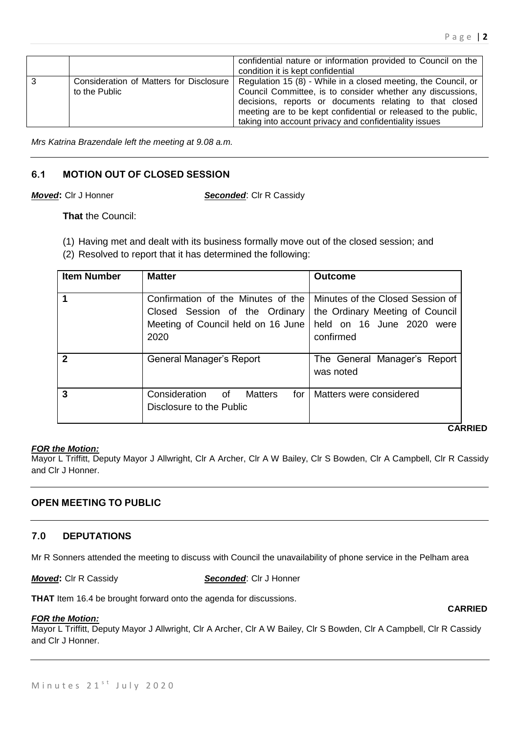| | | confidential nature or information provided to Council on the condition it is kept confidential |
|---|---|---|
| 3 | Consideration of Matters for Disclosure to the Public | Regulation 15 (8) - While in a closed meeting, the Council, or Council Committee, is to consider whether any discussions, decisions, reports or documents relating to that closed meeting are to be kept confidential or released to the public, taking into account privacy and confidentiality issues |

*Mrs Katrina Brazendale left the meeting at 9.08 a.m.*

## 6.1 MOTION OUT OF CLOSED SESSION

***Moved*:** Clr J Honner ***Seconded***: Clr R Cassidy

**That** the Council:

(1) Having met and dealt with its business formally move out of the closed session; and

(2) Resolved to report that it has determined the following:

| Item Number | Matter | Outcome |
|---|---|---|
| 1 | Confirmation of the Minutes of the Closed Session of the Ordinary Meeting of Council held on 16 June 2020 | Minutes of the Closed Session of the Ordinary Meeting of Council held on 16 June 2020 were confirmed |
| 2 | General Manager's Report | The General Manager's Report was noted |
| 3 | Consideration of Matters for Disclosure to the Public | Matters were considered |

**CARRIED**

***FOR the Motion:***

Mayor L Triffitt, Deputy Mayor J Allwright, Clr A Archer, Clr A W Bailey, Clr S Bowden, Clr A Campbell, Clr R Cassidy and Clr J Honner.

## OPEN MEETING TO PUBLIC

## 7.0 DEPUTATIONS

Mr R Sonners attended the meeting to discuss with Council the unavailability of phone service in the Pelham area

***Moved*:** Clr R Cassidy ***Seconded***: Clr J Honner

**THAT** Item 16.4 be brought forward onto the agenda for discussions.

**CARRIED**

***FOR the Motion:***

Mayor L Triffitt, Deputy Mayor J Allwright, Clr A Archer, Clr A W Bailey, Clr S Bowden, Clr A Campbell, Clr R Cassidy and Clr J Honner.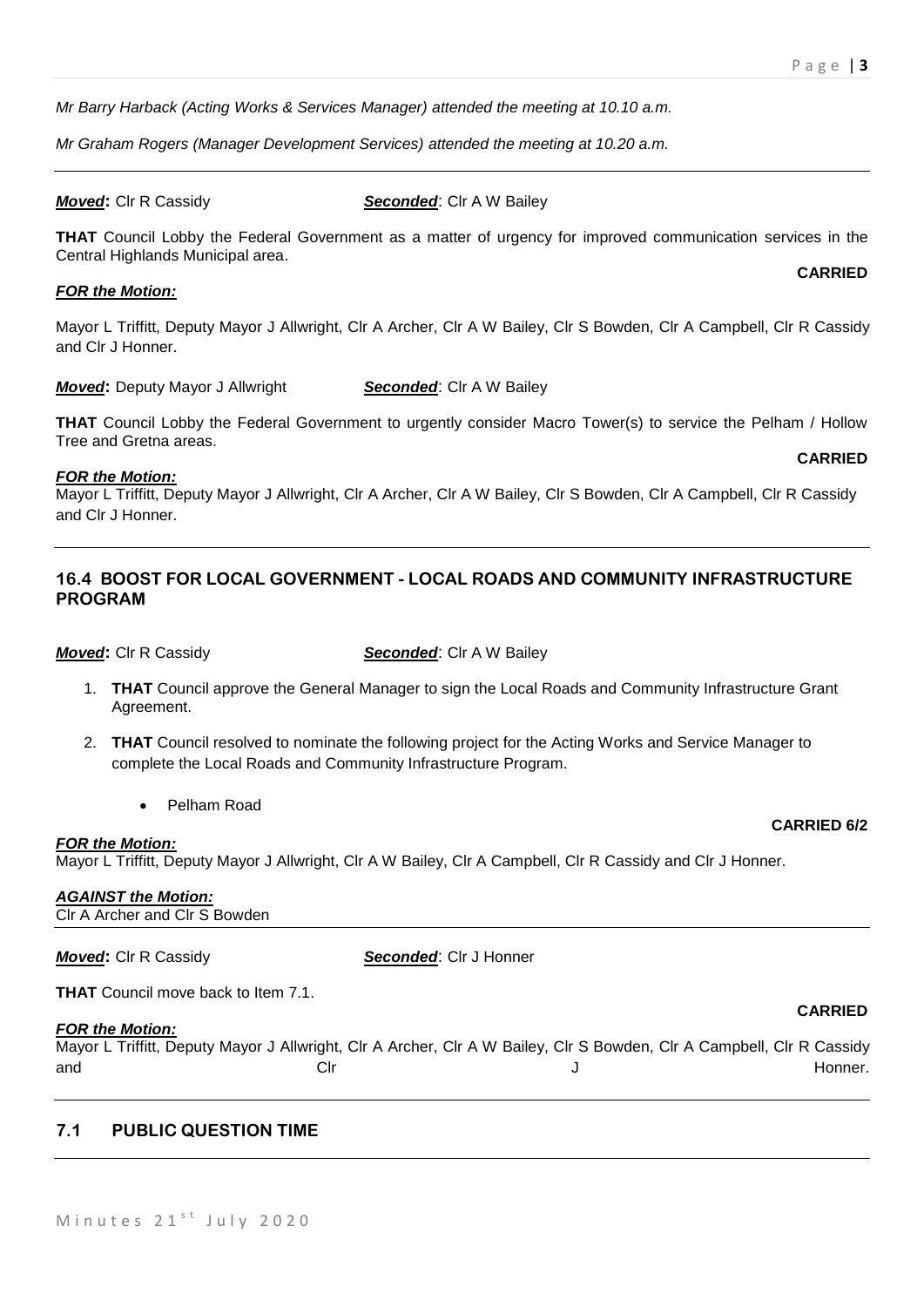*Mr Barry Harback (Acting Works & Services Manager) attended the meeting at 10.10 a.m.*

*Mr Graham Rogers (Manager Development Services) attended the meeting at 10.20 a.m.*

***Moved*:** Clr R Cassidy ***Seconded***: Clr A W Bailey

**THAT** Council Lobby the Federal Government as a matter of urgency for improved communication services in the Central Highlands Municipal area.

**CARRIED**

***FOR the Motion:***

Mayor L Triffitt, Deputy Mayor J Allwright, Clr A Archer, Clr A W Bailey, Clr S Bowden, Clr A Campbell, Clr R Cassidy and Clr J Honner.

***Moved*:** Deputy Mayor J Allwright ***Seconded***: Clr A W Bailey

**THAT** Council Lobby the Federal Government to urgently consider Macro Tower(s) to service the Pelham / Hollow Tree and Gretna areas.

**CARRIED**

***FOR the Motion:***

Mayor L Triffitt, Deputy Mayor J Allwright, Clr A Archer, Clr A W Bailey, Clr S Bowden, Clr A Campbell, Clr R Cassidy and Clr J Honner.

## 16.4 BOOST FOR LOCAL GOVERNMENT - LOCAL ROADS AND COMMUNITY INFRASTRUCTURE PROGRAM

***Moved*:** Clr R Cassidy ***Seconded***: Clr A W Bailey

1. **THAT** Council approve the General Manager to sign the Local Roads and Community Infrastructure Grant Agreement.
2. **THAT** Council resolved to nominate the following project for the Acting Works and Service Manager to complete the Local Roads and Community Infrastructure Program.
   - Pelham Road

**CARRIED 6/2**

***FOR the Motion:***

Mayor L Triffitt, Deputy Mayor J Allwright, Clr A W Bailey, Clr A Campbell, Clr R Cassidy and Clr J Honner.

***AGAINST the Motion:***

Clr A Archer and Clr S Bowden

***Moved*:** Clr R Cassidy ***Seconded***: Clr J Honner

**THAT** Council move back to Item 7.1.

**CARRIED**

***FOR the Motion:***

Mayor L Triffitt, Deputy Mayor J Allwright, Clr A Archer, Clr A W Bailey, Clr S Bowden, Clr A Campbell, Clr R Cassidy and Clr J Honner.

## 7.1 PUBLIC QUESTION TIME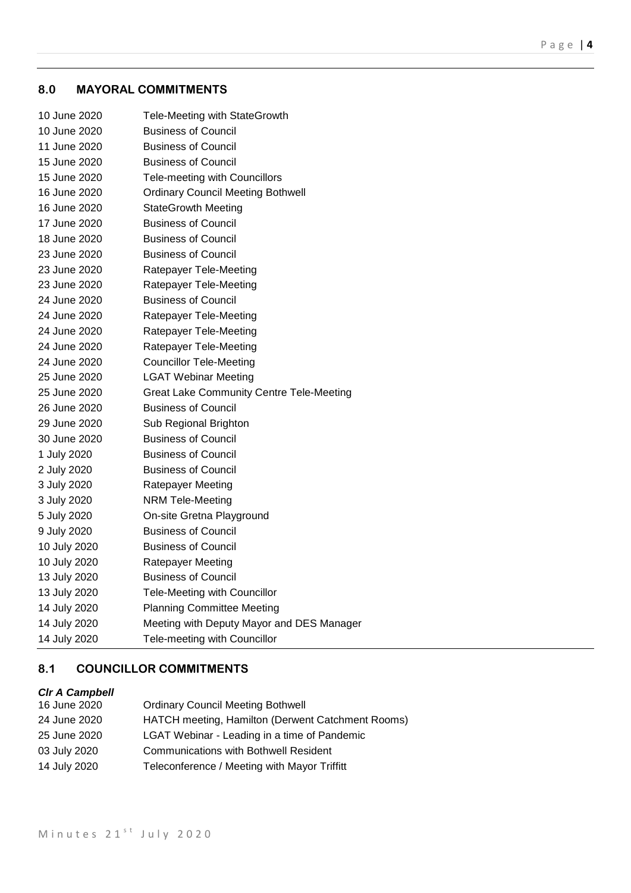## 8.0 MAYORAL COMMITMENTS

| | |
|---|---|
| 10 June 2020 | Tele-Meeting with StateGrowth |
| 10 June 2020 | Business of Council |
| 11 June 2020 | Business of Council |
| 15 June 2020 | Business of Council |
| 15 June 2020 | Tele-meeting with Councillors |
| 16 June 2020 | Ordinary Council Meeting Bothwell |
| 16 June 2020 | StateGrowth Meeting |
| 17 June 2020 | Business of Council |
| 18 June 2020 | Business of Council |
| 23 June 2020 | Business of Council |
| 23 June 2020 | Ratepayer Tele-Meeting |
| 23 June 2020 | Ratepayer Tele-Meeting |
| 24 June 2020 | Business of Council |
| 24 June 2020 | Ratepayer Tele-Meeting |
| 24 June 2020 | Ratepayer Tele-Meeting |
| 24 June 2020 | Ratepayer Tele-Meeting |
| 24 June 2020 | Councillor Tele-Meeting |
| 25 June 2020 | LGAT Webinar Meeting |
| 25 June 2020 | Great Lake Community Centre Tele-Meeting |
| 26 June 2020 | Business of Council |
| 29 June 2020 | Sub Regional Brighton |
| 30 June 2020 | Business of Council |
| 1 July 2020 | Business of Council |
| 2 July 2020 | Business of Council |
| 3 July 2020 | Ratepayer Meeting |
| 3 July 2020 | NRM Tele-Meeting |
| 5 July 2020 | On-site Gretna Playground |
| 9 July 2020 | Business of Council |
| 10 July 2020 | Business of Council |
| 10 July 2020 | Ratepayer Meeting |
| 13 July 2020 | Business of Council |
| 13 July 2020 | Tele-Meeting with Councillor |
| 14 July 2020 | Planning Committee Meeting |
| 14 July 2020 | Meeting with Deputy Mayor and DES Manager |
| 14 July 2020 | Tele-meeting with Councillor |

## 8.1 COUNCILLOR COMMITMENTS

***Clr A Campbell***

| | |
|---|---|
| 16 June 2020 | Ordinary Council Meeting Bothwell |
| 24 June 2020 | HATCH meeting, Hamilton (Derwent Catchment Rooms) |
| 25 June 2020 | LGAT Webinar - Leading in a time of Pandemic |
| 03 July 2020 | Communications with Bothwell Resident |
| 14 July 2020 | Teleconference / Meeting with Mayor Triffitt |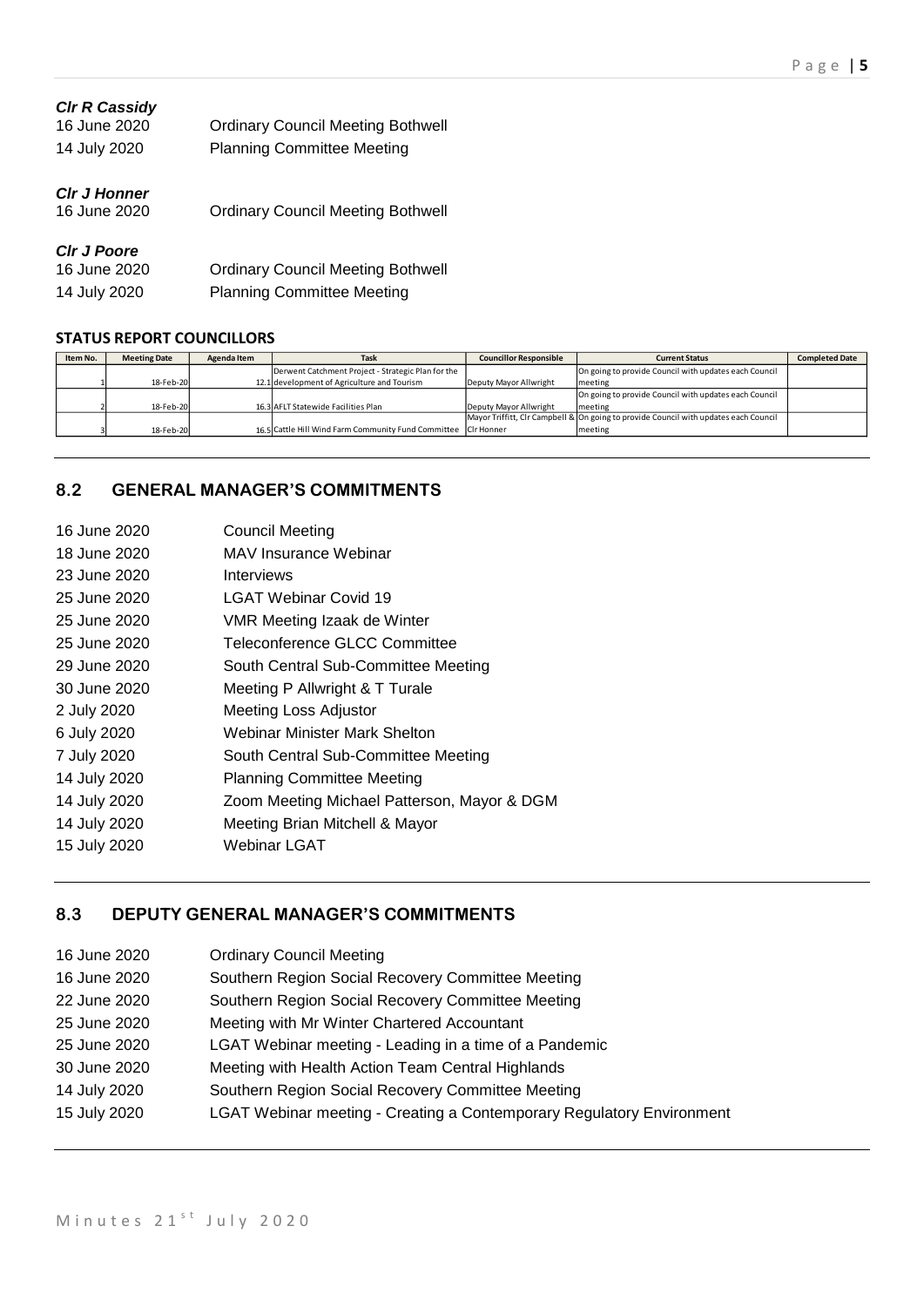*Clr R Cassidy*

16 June 2020 Ordinary Council Meeting Bothwell

14 July 2020 Planning Committee Meeting

*Clr J Honner*

16 June 2020 Ordinary Council Meeting Bothwell

*Clr J Poore*

16 June 2020 Ordinary Council Meeting Bothwell

14 July 2020 Planning Committee Meeting

**STATUS REPORT COUNCILLORS**

| Item No. | Meeting Date | Agenda Item | Task | Councillor Responsible | Current Status | Completed Date |
|---|---|---|---|---|---|---|
| 1 | 18-Feb-20 | 12.1 | Derwent Catchment Project - Strategic Plan for the development of Agriculture and Tourism | Deputy Mayor Allwright | On going to provide Council with updates each Council meeting | |
| 2 | 18-Feb-20 | 16.3 | AFLT Statewide Facilities Plan | Deputy Mayor Allwright | On going to provide Council with updates each Council meeting | |
| 3 | 18-Feb-20 | 16.5 | Cattle Hill Wind Farm Community Fund Committee | Mayor Triffitt, Clr Campbell & Clr Honner | On going to provide Council with updates each Council meeting | |

## 8.2 GENERAL MANAGER'S COMMITMENTS

16 June 2020 Council Meeting

18 June 2020 MAV Insurance Webinar

23 June 2020 Interviews

25 June 2020 LGAT Webinar Covid 19

25 June 2020 VMR Meeting Izaak de Winter

25 June 2020 Teleconference GLCC Committee

29 June 2020 South Central Sub-Committee Meeting

30 June 2020 Meeting P Allwright & T Turale

2 July 2020 Meeting Loss Adjustor

6 July 2020 Webinar Minister Mark Shelton

7 July 2020 South Central Sub-Committee Meeting

14 July 2020 Planning Committee Meeting

14 July 2020 Zoom Meeting Michael Patterson, Mayor & DGM

14 July 2020 Meeting Brian Mitchell & Mayor

15 July 2020 Webinar LGAT

## 8.3 DEPUTY GENERAL MANAGER'S COMMITMENTS

16 June 2020 Ordinary Council Meeting

16 June 2020 Southern Region Social Recovery Committee Meeting

22 June 2020 Southern Region Social Recovery Committee Meeting

25 June 2020 Meeting with Mr Winter Chartered Accountant

25 June 2020 LGAT Webinar meeting - Leading in a time of a Pandemic

30 June 2020 Meeting with Health Action Team Central Highlands

14 July 2020 Southern Region Social Recovery Committee Meeting

15 July 2020 LGAT Webinar meeting - Creating a Contemporary Regulatory Environment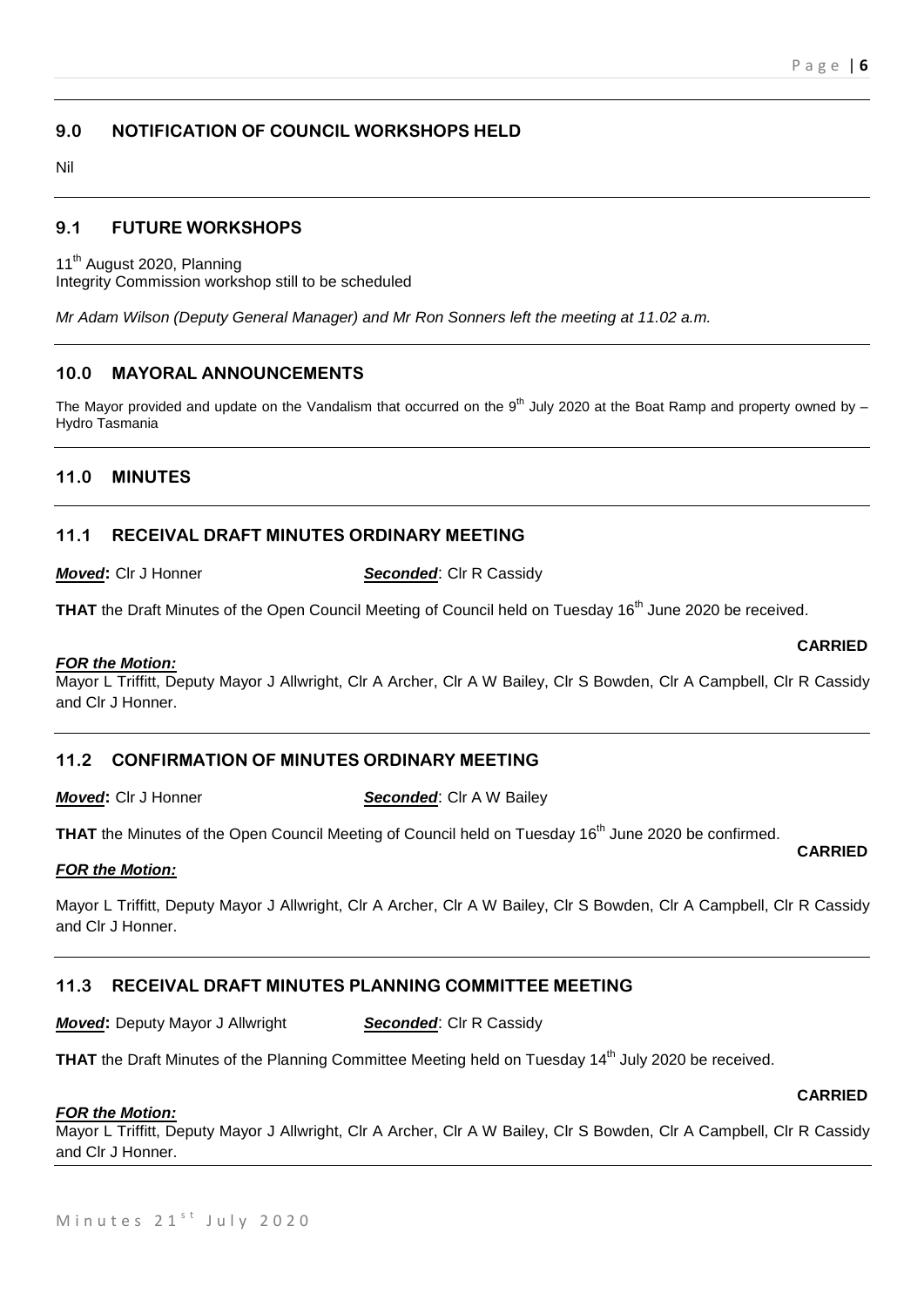## 9.0 NOTIFICATION OF COUNCIL WORKSHOPS HELD

Nil

## 9.1 FUTURE WORKSHOPS

11th August 2020, Planning
Integrity Commission workshop still to be scheduled

*Mr Adam Wilson (Deputy General Manager) and Mr Ron Sonners left the meeting at 11.02 a.m.*

## 10.0 MAYORAL ANNOUNCEMENTS

The Mayor provided and update on the Vandalism that occurred on the 9th July 2020 at the Boat Ramp and property owned by – Hydro Tasmania

## 11.0 MINUTES

## 11.1 RECEIVAL DRAFT MINUTES ORDINARY MEETING

***Moved*:** Clr J Honner ***Seconded***: Clr R Cassidy

**THAT** the Draft Minutes of the Open Council Meeting of Council held on Tuesday 16th June 2020 be received.

**CARRIED**

***FOR the Motion:***

Mayor L Triffitt, Deputy Mayor J Allwright, Clr A Archer, Clr A W Bailey, Clr S Bowden, Clr A Campbell, Clr R Cassidy and Clr J Honner.

## 11.2 CONFIRMATION OF MINUTES ORDINARY MEETING

***Moved*:** Clr J Honner ***Seconded***: Clr A W Bailey

**THAT** the Minutes of the Open Council Meeting of Council held on Tuesday 16th June 2020 be confirmed.

**CARRIED**

***FOR the Motion:***

Mayor L Triffitt, Deputy Mayor J Allwright, Clr A Archer, Clr A W Bailey, Clr S Bowden, Clr A Campbell, Clr R Cassidy and Clr J Honner.

## 11.3 RECEIVAL DRAFT MINUTES PLANNING COMMITTEE MEETING

***Moved*:** Deputy Mayor J Allwright ***Seconded***: Clr R Cassidy

**THAT** the Draft Minutes of the Planning Committee Meeting held on Tuesday 14th July 2020 be received.

**CARRIED**

***FOR the Motion:***

Mayor L Triffitt, Deputy Mayor J Allwright, Clr A Archer, Clr A W Bailey, Clr S Bowden, Clr A Campbell, Clr R Cassidy and Clr J Honner.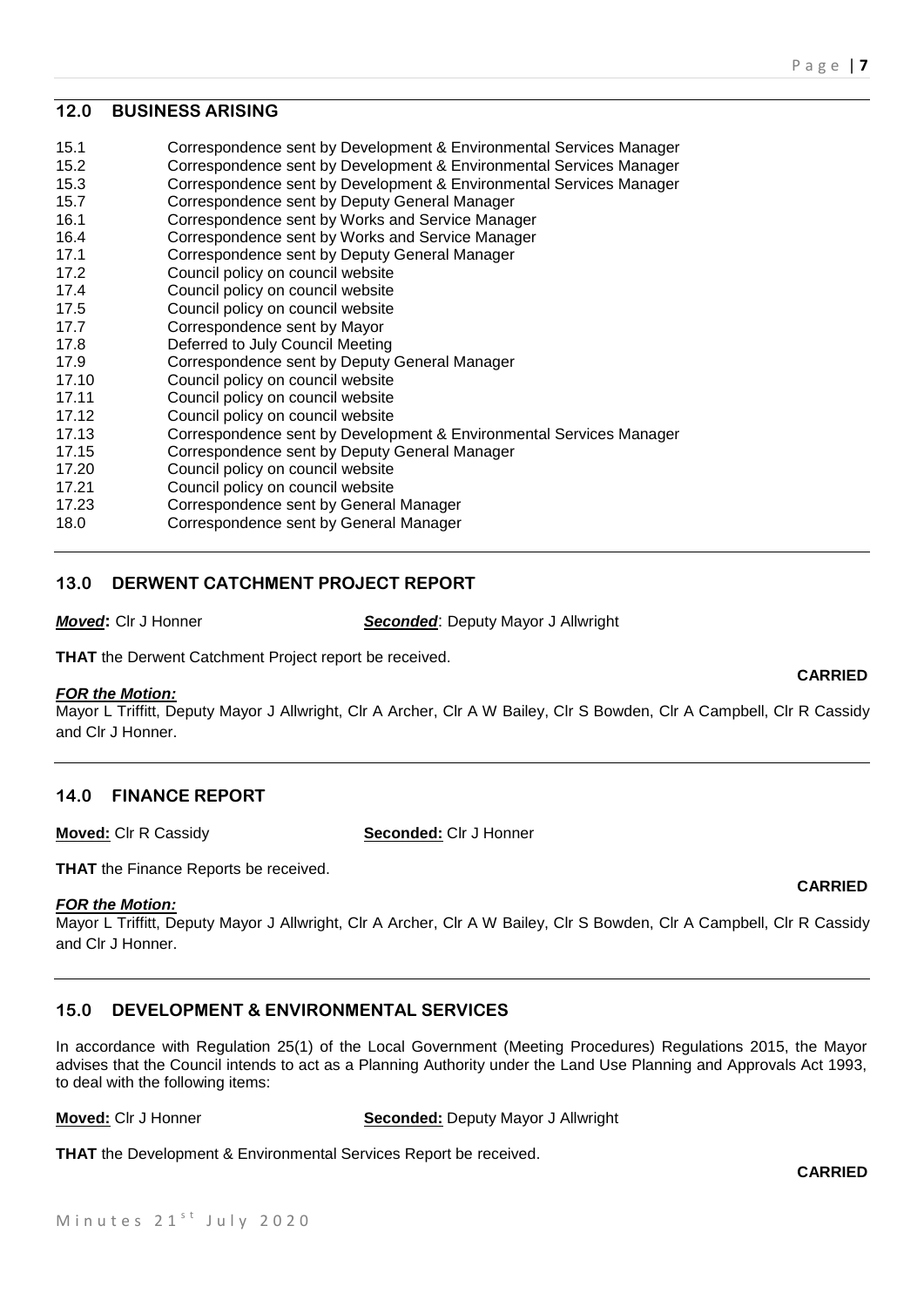## 12.0 BUSINESS ARISING

| | |
|---|---|
| 15.1 | Correspondence sent by Development & Environmental Services Manager |
| 15.2 | Correspondence sent by Development & Environmental Services Manager |
| 15.3 | Correspondence sent by Development & Environmental Services Manager |
| 15.7 | Correspondence sent by Deputy General Manager |
| 16.1 | Correspondence sent by Works and Service Manager |
| 16.4 | Correspondence sent by Works and Service Manager |
| 17.1 | Correspondence sent by Deputy General Manager |
| 17.2 | Council policy on council website |
| 17.4 | Council policy on council website |
| 17.5 | Council policy on council website |
| 17.7 | Correspondence sent by Mayor |
| 17.8 | Deferred to July Council Meeting |
| 17.9 | Correspondence sent by Deputy General Manager |
| 17.10 | Council policy on council website |
| 17.11 | Council policy on council website |
| 17.12 | Council policy on council website |
| 17.13 | Correspondence sent by Development & Environmental Services Manager |
| 17.15 | Correspondence sent by Deputy General Manager |
| 17.20 | Council policy on council website |
| 17.21 | Council policy on council website |
| 17.23 | Correspondence sent by General Manager |
| 18.0 | Correspondence sent by General Manager |

## 13.0 DERWENT CATCHMENT PROJECT REPORT

***Moved*:** Clr J Honner ***Seconded***: Deputy Mayor J Allwright

**THAT** the Derwent Catchment Project report be received.

**CARRIED**

***FOR the Motion:***

Mayor L Triffitt, Deputy Mayor J Allwright, Clr A Archer, Clr A W Bailey, Clr S Bowden, Clr A Campbell, Clr R Cassidy and Clr J Honner.

## 14.0 FINANCE REPORT

**Moved:** Clr R Cassidy **Seconded:** Clr J Honner

**THAT** the Finance Reports be received.

**CARRIED**

***FOR the Motion:***

Mayor L Triffitt, Deputy Mayor J Allwright, Clr A Archer, Clr A W Bailey, Clr S Bowden, Clr A Campbell, Clr R Cassidy and Clr J Honner.

## 15.0 DEVELOPMENT & ENVIRONMENTAL SERVICES

In accordance with Regulation 25(1) of the Local Government (Meeting Procedures) Regulations 2015, the Mayor advises that the Council intends to act as a Planning Authority under the Land Use Planning and Approvals Act 1993, to deal with the following items:

**Moved:** Clr J Honner **Seconded:** Deputy Mayor J Allwright

**THAT** the Development & Environmental Services Report be received.

**CARRIED**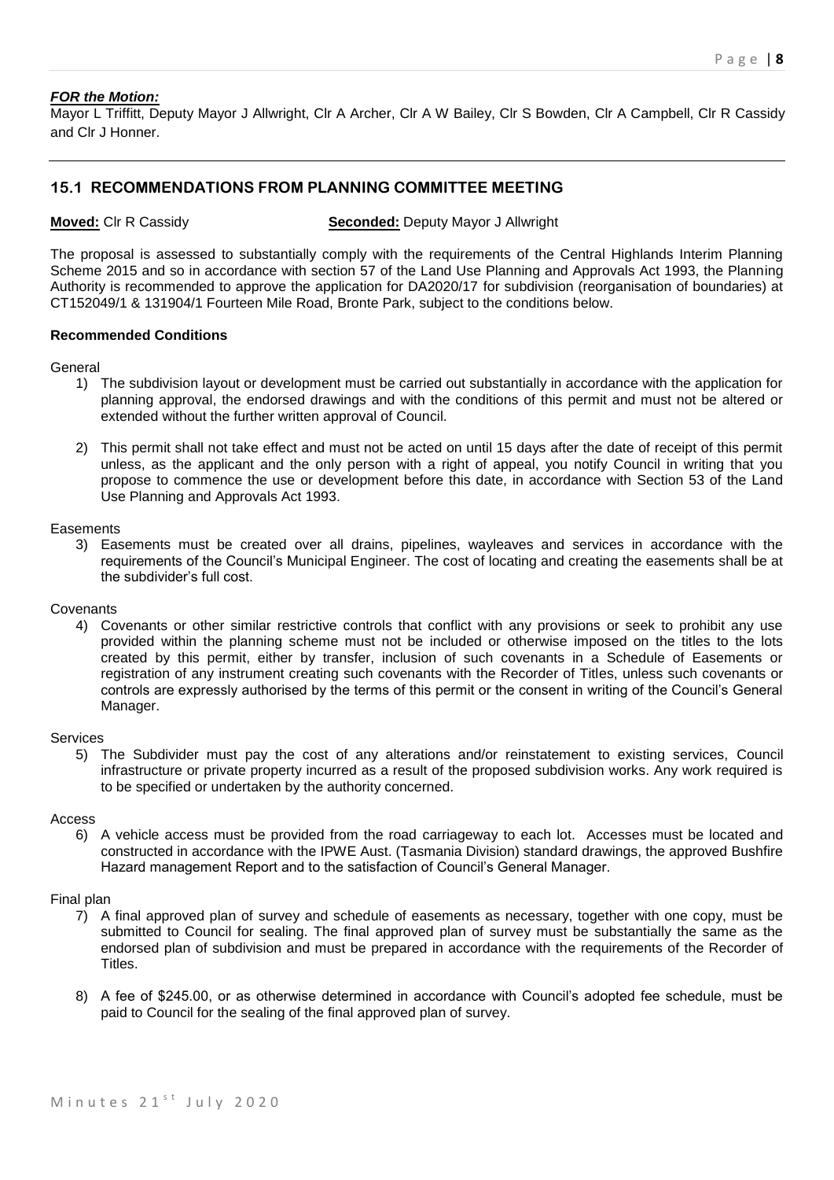***FOR the Motion:***

Mayor L Triffitt, Deputy Mayor J Allwright, Clr A Archer, Clr A W Bailey, Clr S Bowden, Clr A Campbell, Clr R Cassidy and Clr J Honner.

---

## 15.1 RECOMMENDATIONS FROM PLANNING COMMITTEE MEETING

**Moved:** Clr R Cassidy **Seconded:** Deputy Mayor J Allwright

The proposal is assessed to substantially comply with the requirements of the Central Highlands Interim Planning Scheme 2015 and so in accordance with section 57 of the Land Use Planning and Approvals Act 1993, the Planning Authority is recommended to approve the application for DA2020/17 for subdivision (reorganisation of boundaries) at CT152049/1 & 131904/1 Fourteen Mile Road, Bronte Park, subject to the conditions below.

**Recommended Conditions**

General

1) The subdivision layout or development must be carried out substantially in accordance with the application for planning approval, the endorsed drawings and with the conditions of this permit and must not be altered or extended without the further written approval of Council.

2) This permit shall not take effect and must not be acted on until 15 days after the date of receipt of this permit unless, as the applicant and the only person with a right of appeal, you notify Council in writing that you propose to commence the use or development before this date, in accordance with Section 53 of the Land Use Planning and Approvals Act 1993.

Easements

3) Easements must be created over all drains, pipelines, wayleaves and services in accordance with the requirements of the Council's Municipal Engineer. The cost of locating and creating the easements shall be at the subdivider's full cost.

Covenants

4) Covenants or other similar restrictive controls that conflict with any provisions or seek to prohibit any use provided within the planning scheme must not be included or otherwise imposed on the titles to the lots created by this permit, either by transfer, inclusion of such covenants in a Schedule of Easements or registration of any instrument creating such covenants with the Recorder of Titles, unless such covenants or controls are expressly authorised by the terms of this permit or the consent in writing of the Council's General Manager.

Services

5) The Subdivider must pay the cost of any alterations and/or reinstatement to existing services, Council infrastructure or private property incurred as a result of the proposed subdivision works. Any work required is to be specified or undertaken by the authority concerned.

Access

6) A vehicle access must be provided from the road carriageway to each lot. Accesses must be located and constructed in accordance with the IPWE Aust. (Tasmania Division) standard drawings, the approved Bushfire Hazard management Report and to the satisfaction of Council's General Manager.

Final plan

7) A final approved plan of survey and schedule of easements as necessary, together with one copy, must be submitted to Council for sealing. The final approved plan of survey must be substantially the same as the endorsed plan of subdivision and must be prepared in accordance with the requirements of the Recorder of Titles.

8) A fee of $245.00, or as otherwise determined in accordance with Council's adopted fee schedule, must be paid to Council for the sealing of the final approved plan of survey.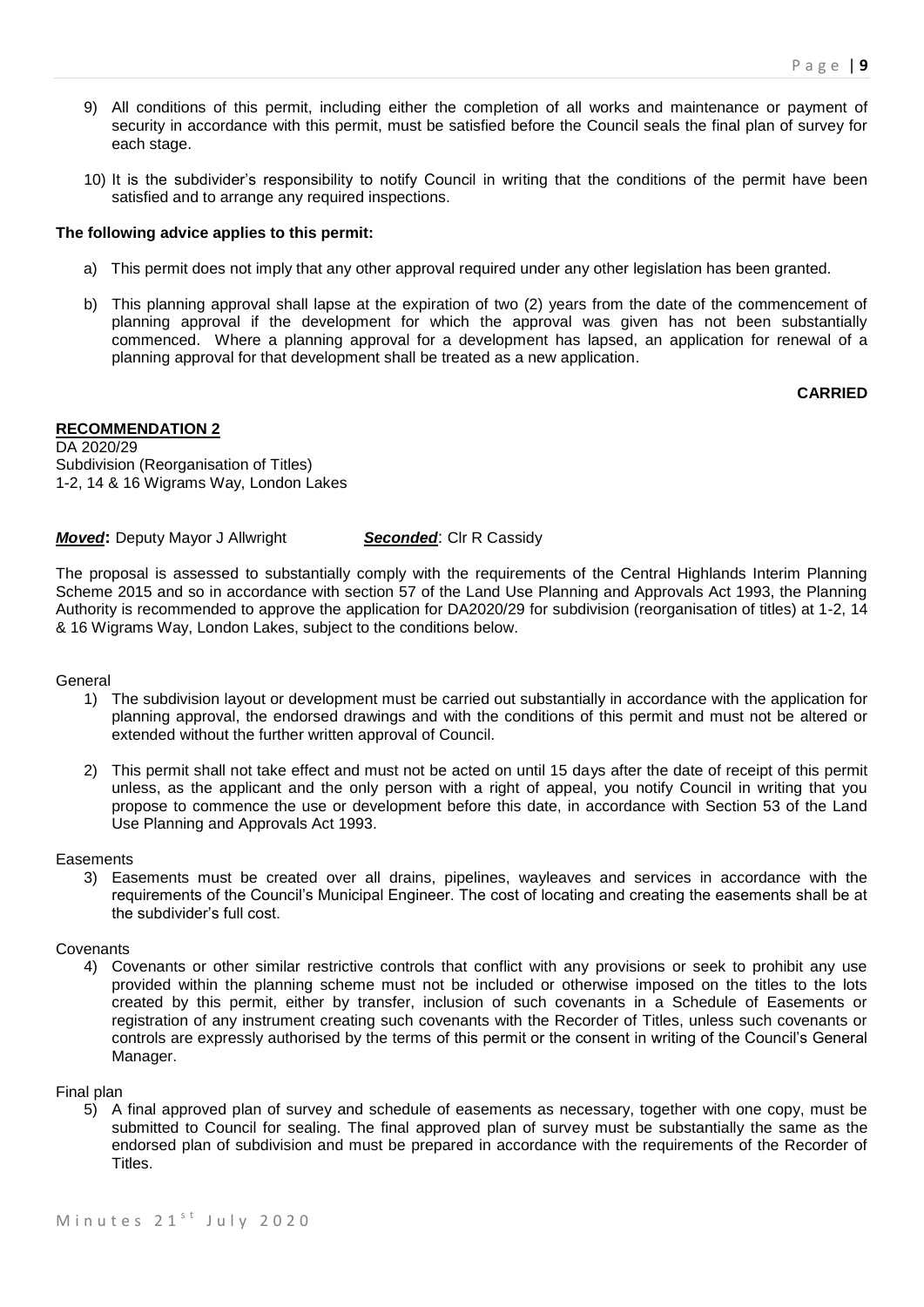9) All conditions of this permit, including either the completion of all works and maintenance or payment of security in accordance with this permit, must be satisfied before the Council seals the final plan of survey for each stage.

10) It is the subdivider's responsibility to notify Council in writing that the conditions of the permit have been satisfied and to arrange any required inspections.

**The following advice applies to this permit:**

a) This permit does not imply that any other approval required under any other legislation has been granted.

b) This planning approval shall lapse at the expiration of two (2) years from the date of the commencement of planning approval if the development for which the approval was given has not been substantially commenced. Where a planning approval for a development has lapsed, an application for renewal of a planning approval for that development shall be treated as a new application.

**CARRIED**

**RECOMMENDATION 2**

DA 2020/29
Subdivision (Reorganisation of Titles)
1-2, 14 & 16 Wigrams Way, London Lakes

***Moved*:** Deputy Mayor J Allwright ***Seconded*:** Clr R Cassidy

The proposal is assessed to substantially comply with the requirements of the Central Highlands Interim Planning Scheme 2015 and so in accordance with section 57 of the Land Use Planning and Approvals Act 1993, the Planning Authority is recommended to approve the application for DA2020/29 for subdivision (reorganisation of titles) at 1-2, 14 & 16 Wigrams Way, London Lakes, subject to the conditions below.

General

1) The subdivision layout or development must be carried out substantially in accordance with the application for planning approval, the endorsed drawings and with the conditions of this permit and must not be altered or extended without the further written approval of Council.

2) This permit shall not take effect and must not be acted on until 15 days after the date of receipt of this permit unless, as the applicant and the only person with a right of appeal, you notify Council in writing that you propose to commence the use or development before this date, in accordance with Section 53 of the Land Use Planning and Approvals Act 1993.

Easements

3) Easements must be created over all drains, pipelines, wayleaves and services in accordance with the requirements of the Council's Municipal Engineer. The cost of locating and creating the easements shall be at the subdivider's full cost.

Covenants

4) Covenants or other similar restrictive controls that conflict with any provisions or seek to prohibit any use provided within the planning scheme must not be included or otherwise imposed on the titles to the lots created by this permit, either by transfer, inclusion of such covenants in a Schedule of Easements or registration of any instrument creating such covenants with the Recorder of Titles, unless such covenants or controls are expressly authorised by the terms of this permit or the consent in writing of the Council's General Manager.

Final plan

5) A final approved plan of survey and schedule of easements as necessary, together with one copy, must be submitted to Council for sealing. The final approved plan of survey must be substantially the same as the endorsed plan of subdivision and must be prepared in accordance with the requirements of the Recorder of Titles.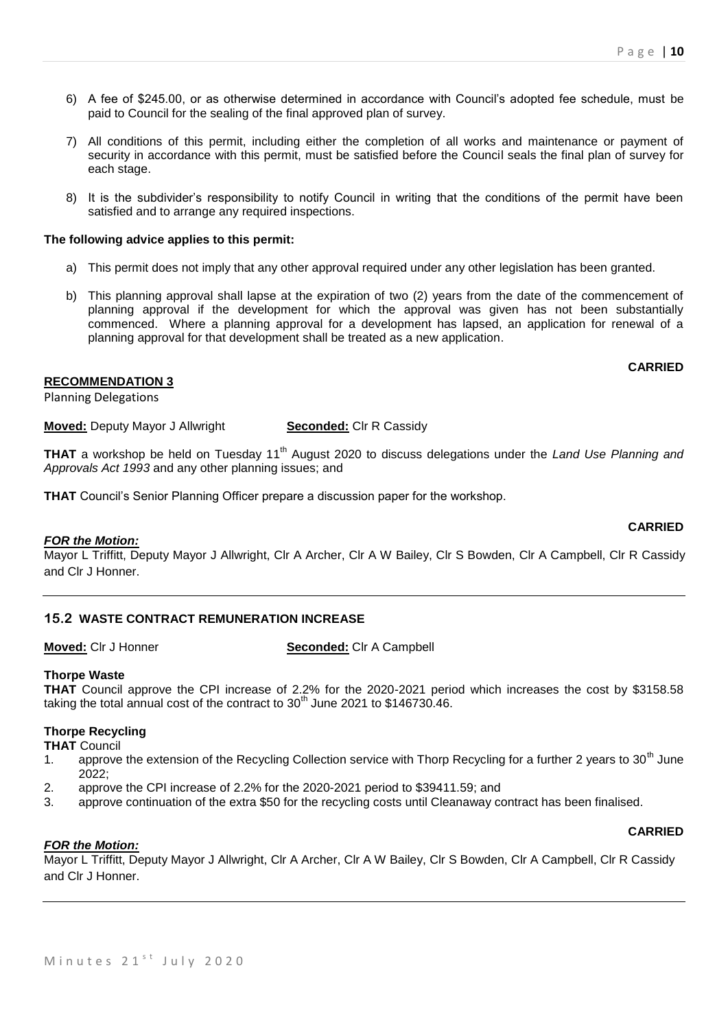6) A fee of $245.00, or as otherwise determined in accordance with Council's adopted fee schedule, must be paid to Council for the sealing of the final approved plan of survey.

7) All conditions of this permit, including either the completion of all works and maintenance or payment of security in accordance with this permit, must be satisfied before the Council seals the final plan of survey for each stage.

8) It is the subdivider's responsibility to notify Council in writing that the conditions of the permit have been satisfied and to arrange any required inspections.

**The following advice applies to this permit:**

a) This permit does not imply that any other approval required under any other legislation has been granted.

b) This planning approval shall lapse at the expiration of two (2) years from the date of the commencement of planning approval if the development for which the approval was given has not been substantially commenced. Where a planning approval for a development has lapsed, an application for renewal of a planning approval for that development shall be treated as a new application.

**CARRIED**

**RECOMMENDATION 3**

Planning Delegations

**Moved:** Deputy Mayor J Allwright **Seconded:** Clr R Cassidy

**THAT** a workshop be held on Tuesday 11th August 2020 to discuss delegations under the *Land Use Planning and Approvals Act 1993* and any other planning issues; and

**THAT** Council's Senior Planning Officer prepare a discussion paper for the workshop.

**CARRIED**

***FOR the Motion:***

Mayor L Triffitt, Deputy Mayor J Allwright, Clr A Archer, Clr A W Bailey, Clr S Bowden, Clr A Campbell, Clr R Cassidy and Clr J Honner.

---

## 15.2 WASTE CONTRACT REMUNERATION INCREASE

**Moved:** Clr J Honner **Seconded:** Clr A Campbell

**Thorpe Waste**

**THAT** Council approve the CPI increase of 2.2% for the 2020-2021 period which increases the cost by $3158.58 taking the total annual cost of the contract to 30th June 2021 to $146730.46.

**Thorpe Recycling**

**THAT** Council

1. approve the extension of the Recycling Collection service with Thorp Recycling for a further 2 years to 30th June 2022;
2. approve the CPI increase of 2.2% for the 2020-2021 period to $39411.59; and
3. approve continuation of the extra $50 for the recycling costs until Cleanaway contract has been finalised.

**CARRIED**

***FOR the Motion:***

Mayor L Triffitt, Deputy Mayor J Allwright, Clr A Archer, Clr A W Bailey, Clr S Bowden, Clr A Campbell, Clr R Cassidy and Clr J Honner.

---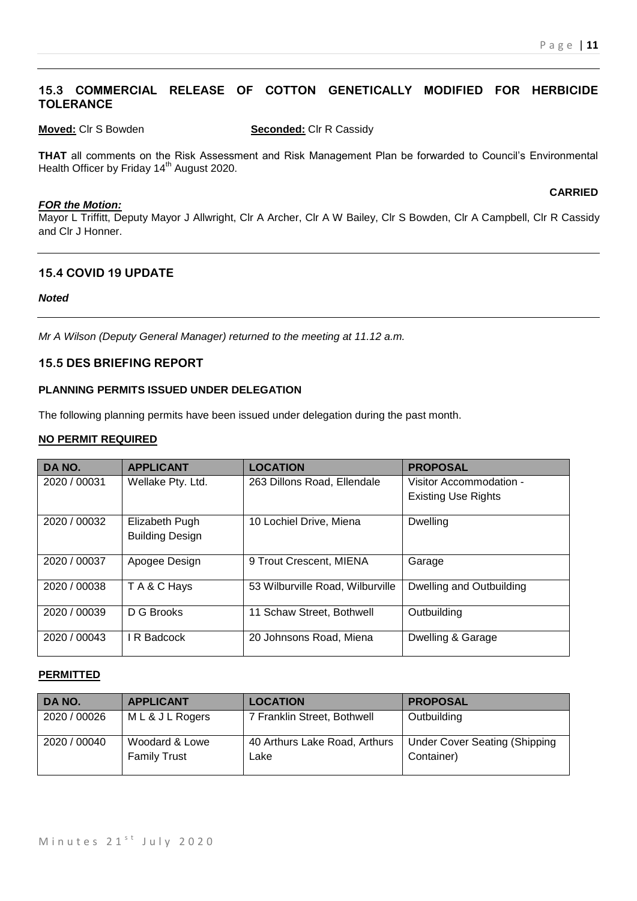## 15.3 COMMERCIAL RELEASE OF COTTON GENETICALLY MODIFIED FOR HERBICIDE TOLERANCE

**Moved:** Clr S Bowden **Seconded:** Clr R Cassidy

**THAT** all comments on the Risk Assessment and Risk Management Plan be forwarded to Council's Environmental Health Officer by Friday 14th August 2020.

**CARRIED**

***FOR the Motion:***
Mayor L Triffitt, Deputy Mayor J Allwright, Clr A Archer, Clr A W Bailey, Clr S Bowden, Clr A Campbell, Clr R Cassidy and Clr J Honner.

## 15.4 COVID 19 UPDATE

***Noted***

*Mr A Wilson (Deputy General Manager) returned to the meeting at 11.12 a.m.*

## 15.5 DES BRIEFING REPORT

### PLANNING PERMITS ISSUED UNDER DELEGATION

The following planning permits have been issued under delegation during the past month.

**NO PERMIT REQUIRED**

| DA NO. | APPLICANT | LOCATION | PROPOSAL |
|---|---|---|---|
| 2020 / 00031 | Wellake Pty. Ltd. | 263 Dillons Road, Ellendale | Visitor Accommodation - Existing Use Rights |
| 2020 / 00032 | Elizabeth Pugh Building Design | 10 Lochiel Drive, Miena | Dwelling |
| 2020 / 00037 | Apogee Design | 9 Trout Crescent, MIENA | Garage |
| 2020 / 00038 | T A & C Hays | 53 Wilburville Road, Wilburville | Dwelling and Outbuilding |
| 2020 / 00039 | D G Brooks | 11 Schaw Street, Bothwell | Outbuilding |
| 2020 / 00043 | I R Badcock | 20 Johnsons Road, Miena | Dwelling & Garage |

**PERMITTED**

| DA NO. | APPLICANT | LOCATION | PROPOSAL |
|---|---|---|---|
| 2020 / 00026 | M L & J L Rogers | 7 Franklin Street, Bothwell | Outbuilding |
| 2020 / 00040 | Woodard & Lowe Family Trust | 40 Arthurs Lake Road, Arthurs Lake | Under Cover Seating (Shipping Container) |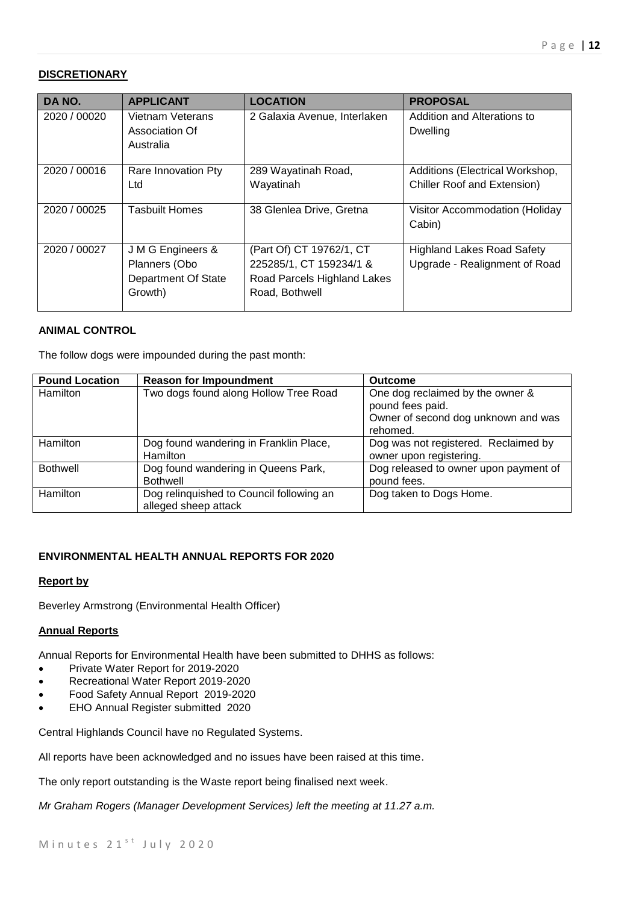**DISCRETIONARY**

| DA NO. | APPLICANT | LOCATION | PROPOSAL |
|---|---|---|---|
| 2020 / 00020 | Vietnam Veterans Association Of Australia | 2 Galaxia Avenue, Interlaken | Addition and Alterations to Dwelling |
| 2020 / 00016 | Rare Innovation Pty Ltd | 289 Wayatinah Road, Wayatinah | Additions (Electrical Workshop, Chiller Roof and Extension) |
| 2020 / 00025 | Tasbuilt Homes | 38 Glenlea Drive, Gretna | Visitor Accommodation (Holiday Cabin) |
| 2020 / 00027 | J M G Engineers & Planners (Obo Department Of State Growth) | (Part Of) CT 19762/1, CT 225285/1, CT 159234/1 & Road Parcels Highland Lakes Road, Bothwell | Highland Lakes Road Safety Upgrade - Realignment of Road |

**ANIMAL CONTROL**

The follow dogs were impounded during the past month:

| Pound Location | Reason for Impoundment | Outcome |
|---|---|---|
| Hamilton | Two dogs found along Hollow Tree Road | One dog reclaimed by the owner & pound fees paid. Owner of second dog unknown and was rehomed. |
| Hamilton | Dog found wandering in Franklin Place, Hamilton | Dog was not registered. Reclaimed by owner upon registering. |
| Bothwell | Dog found wandering in Queens Park, Bothwell | Dog released to owner upon payment of pound fees. |
| Hamilton | Dog relinquished to Council following an alleged sheep attack | Dog taken to Dogs Home. |

**ENVIRONMENTAL HEALTH ANNUAL REPORTS FOR 2020**

**Report by**

Beverley Armstrong (Environmental Health Officer)

**Annual Reports**

Annual Reports for Environmental Health have been submitted to DHHS as follows:

- Private Water Report for 2019-2020
- Recreational Water Report 2019-2020
- Food Safety Annual Report 2019-2020
- EHO Annual Register submitted 2020

Central Highlands Council have no Regulated Systems.

All reports have been acknowledged and no issues have been raised at this time.

The only report outstanding is the Waste report being finalised next week.

*Mr Graham Rogers (Manager Development Services) left the meeting at 11.27 a.m.*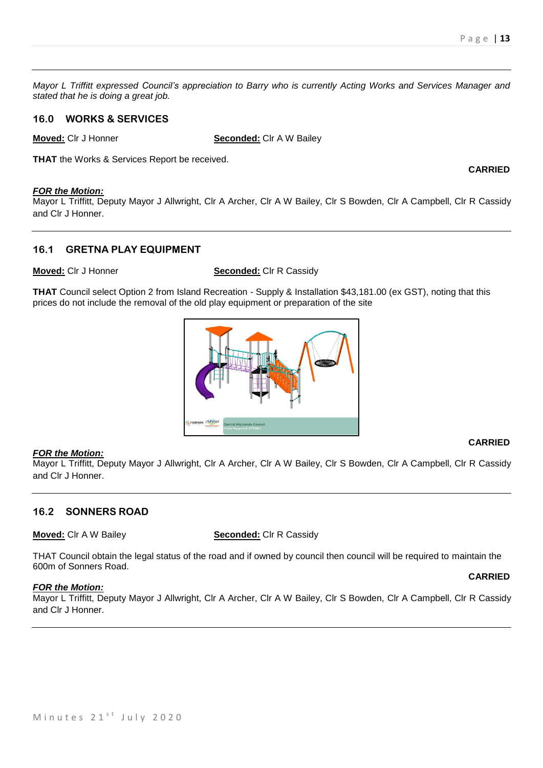*Mayor L Triffitt expressed Council's appreciation to Barry who is currently Acting Works and Services Manager and stated that he is doing a great job.*

## 16.0 WORKS & SERVICES

**Moved:** Clr J Honner **Seconded:** Clr A W Bailey

**THAT** the Works & Services Report be received.

**CARRIED**

***FOR the Motion:***
Mayor L Triffitt, Deputy Mayor J Allwright, Clr A Archer, Clr A W Bailey, Clr S Bowden, Clr A Campbell, Clr R Cassidy and Clr J Honner.

---

## 16.1 GRETNA PLAY EQUIPMENT

**Moved:** Clr J Honner **Seconded:** Clr R Cassidy

**THAT** Council select Option 2 from Island Recreation - Supply & Installation $43,181.00 (ex GST), noting that this prices do not include the removal of the old play equipment or preparation of the site

**CARRIED**

***FOR the Motion:***
Mayor L Triffitt, Deputy Mayor J Allwright, Clr A Archer, Clr A W Bailey, Clr S Bowden, Clr A Campbell, Clr R Cassidy and Clr J Honner.

---

## 16.2 SONNERS ROAD

**Moved:** Clr A W Bailey **Seconded:** Clr R Cassidy

THAT Council obtain the legal status of the road and if owned by council then council will be required to maintain the 600m of Sonners Road.

**CARRIED**

***FOR the Motion:***
Mayor L Triffitt, Deputy Mayor J Allwright, Clr A Archer, Clr A W Bailey, Clr S Bowden, Clr A Campbell, Clr R Cassidy and Clr J Honner.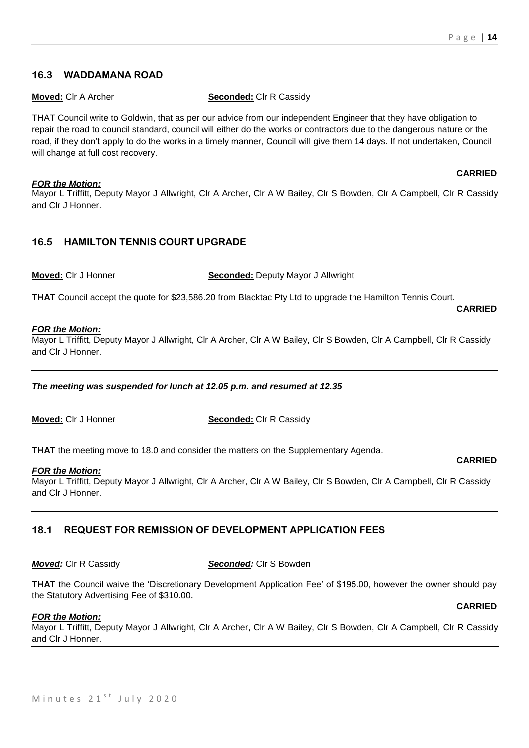## 16.3 WADDAMANA ROAD

**Moved:** Clr A Archer **Seconded:** Clr R Cassidy

THAT Council write to Goldwin, that as per our advice from our independent Engineer that they have obligation to repair the road to council standard, council will either do the works or contractors due to the dangerous nature or the road, if they don't apply to do the works in a timely manner, Council will give them 14 days. If not undertaken, Council will change at full cost recovery.

**CARRIED**

***FOR the Motion:***
Mayor L Triffitt, Deputy Mayor J Allwright, Clr A Archer, Clr A W Bailey, Clr S Bowden, Clr A Campbell, Clr R Cassidy and Clr J Honner.

## 16.5 HAMILTON TENNIS COURT UPGRADE

**Moved:** Clr J Honner **Seconded:** Deputy Mayor J Allwright

**THAT** Council accept the quote for $23,586.20 from Blacktac Pty Ltd to upgrade the Hamilton Tennis Court.

**CARRIED**

***FOR the Motion:***
Mayor L Triffitt, Deputy Mayor J Allwright, Clr A Archer, Clr A W Bailey, Clr S Bowden, Clr A Campbell, Clr R Cassidy and Clr J Honner.

***The meeting was suspended for lunch at 12.05 p.m. and resumed at 12.35***

**Moved:** Clr J Honner **Seconded:** Clr R Cassidy

**THAT** the meeting move to 18.0 and consider the matters on the Supplementary Agenda.

**CARRIED**

***FOR the Motion:***
Mayor L Triffitt, Deputy Mayor J Allwright, Clr A Archer, Clr A W Bailey, Clr S Bowden, Clr A Campbell, Clr R Cassidy and Clr J Honner.

## 18.1 REQUEST FOR REMISSION OF DEVELOPMENT APPLICATION FEES

***Moved:*** Clr R Cassidy ***Seconded:*** Clr S Bowden

**THAT** the Council waive the 'Discretionary Development Application Fee' of $195.00, however the owner should pay the Statutory Advertising Fee of $310.00.

**CARRIED**

***FOR the Motion:***
Mayor L Triffitt, Deputy Mayor J Allwright, Clr A Archer, Clr A W Bailey, Clr S Bowden, Clr A Campbell, Clr R Cassidy and Clr J Honner.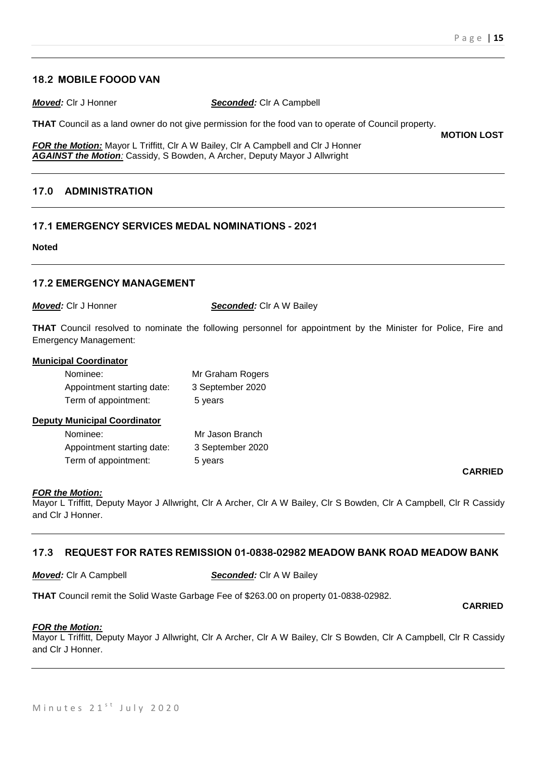## 18.2 MOBILE FOOOD VAN

***Moved:*** Clr J Honner ***Seconded:*** Clr A Campbell

**THAT** Council as a land owner do not give permission for the food van to operate of Council property.

**MOTION LOST**

***FOR the Motion:*** Mayor L Triffitt, Clr A W Bailey, Clr A Campbell and Clr J Honner
***AGAINST the Motion:*** Cassidy, S Bowden, A Archer, Deputy Mayor J Allwright

## 17.0 ADMINISTRATION

## 17.1 EMERGENCY SERVICES MEDAL NOMINATIONS - 2021

**Noted**

## 17.2 EMERGENCY MANAGEMENT

***Moved:*** Clr J Honner ***Seconded:*** Clr A W Bailey

**THAT** Council resolved to nominate the following personnel for appointment by the Minister for Police, Fire and Emergency Management:

**Municipal Coordinator**

| | |
|---|---|
| Nominee: | Mr Graham Rogers |
| Appointment starting date: | 3 September 2020 |
| Term of appointment: | 5 years |

**Deputy Municipal Coordinator**

| | |
|---|---|
| Nominee: | Mr Jason Branch |
| Appointment starting date: | 3 September 2020 |
| Term of appointment: | 5 years |

**CARRIED**

***FOR the Motion:***
Mayor L Triffitt, Deputy Mayor J Allwright, Clr A Archer, Clr A W Bailey, Clr S Bowden, Clr A Campbell, Clr R Cassidy and Clr J Honner.

## 17.3 REQUEST FOR RATES REMISSION 01-0838-02982 MEADOW BANK ROAD MEADOW BANK

***Moved:*** Clr A Campbell ***Seconded:*** Clr A W Bailey

**THAT** Council remit the Solid Waste Garbage Fee of $263.00 on property 01-0838-02982.

**CARRIED**

***FOR the Motion:***
Mayor L Triffitt, Deputy Mayor J Allwright, Clr A Archer, Clr A W Bailey, Clr S Bowden, Clr A Campbell, Clr R Cassidy and Clr J Honner.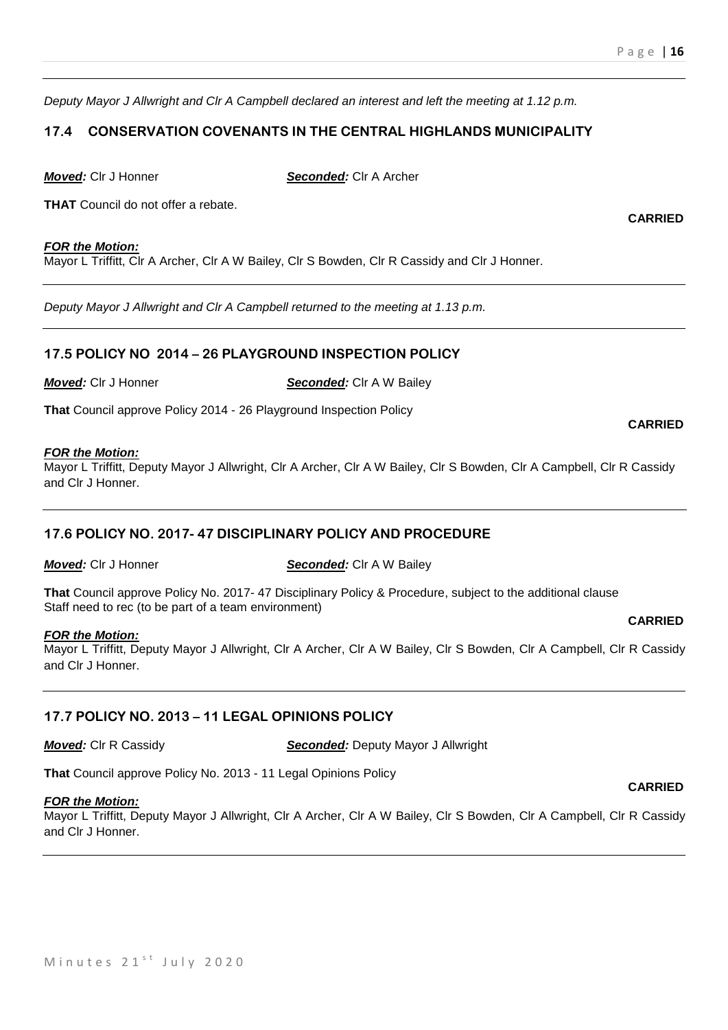*Deputy Mayor J Allwright and Clr A Campbell declared an interest and left the meeting at 1.12 p.m.*

## 17.4 CONSERVATION COVENANTS IN THE CENTRAL HIGHLANDS MUNICIPALITY

***Moved:*** Clr J Honner ***Seconded:*** Clr A Archer

**THAT** Council do not offer a rebate.

**CARRIED**

***FOR the Motion:***
Mayor L Triffitt, Clr A Archer, Clr A W Bailey, Clr S Bowden, Clr R Cassidy and Clr J Honner.

---

*Deputy Mayor J Allwright and Clr A Campbell returned to the meeting at 1.13 p.m.*

---

## 17.5 POLICY NO 2014 – 26 PLAYGROUND INSPECTION POLICY

***Moved:*** Clr J Honner ***Seconded:*** Clr A W Bailey

**That** Council approve Policy 2014 - 26 Playground Inspection Policy

**CARRIED**

***FOR the Motion:***
Mayor L Triffitt, Deputy Mayor J Allwright, Clr A Archer, Clr A W Bailey, Clr S Bowden, Clr A Campbell, Clr R Cassidy and Clr J Honner.

---

## 17.6 POLICY NO. 2017- 47 DISCIPLINARY POLICY AND PROCEDURE

***Moved:*** Clr J Honner ***Seconded:*** Clr A W Bailey

**That** Council approve Policy No. 2017- 47 Disciplinary Policy & Procedure, subject to the additional clause Staff need to rec (to be part of a team environment)

**CARRIED**

***FOR the Motion:***
Mayor L Triffitt, Deputy Mayor J Allwright, Clr A Archer, Clr A W Bailey, Clr S Bowden, Clr A Campbell, Clr R Cassidy and Clr J Honner.

---

## 17.7 POLICY NO. 2013 – 11 LEGAL OPINIONS POLICY

***Moved:*** Clr R Cassidy ***Seconded:*** Deputy Mayor J Allwright

**That** Council approve Policy No. 2013 - 11 Legal Opinions Policy

**CARRIED**

***FOR the Motion:***
Mayor L Triffitt, Deputy Mayor J Allwright, Clr A Archer, Clr A W Bailey, Clr S Bowden, Clr A Campbell, Clr R Cassidy and Clr J Honner.

---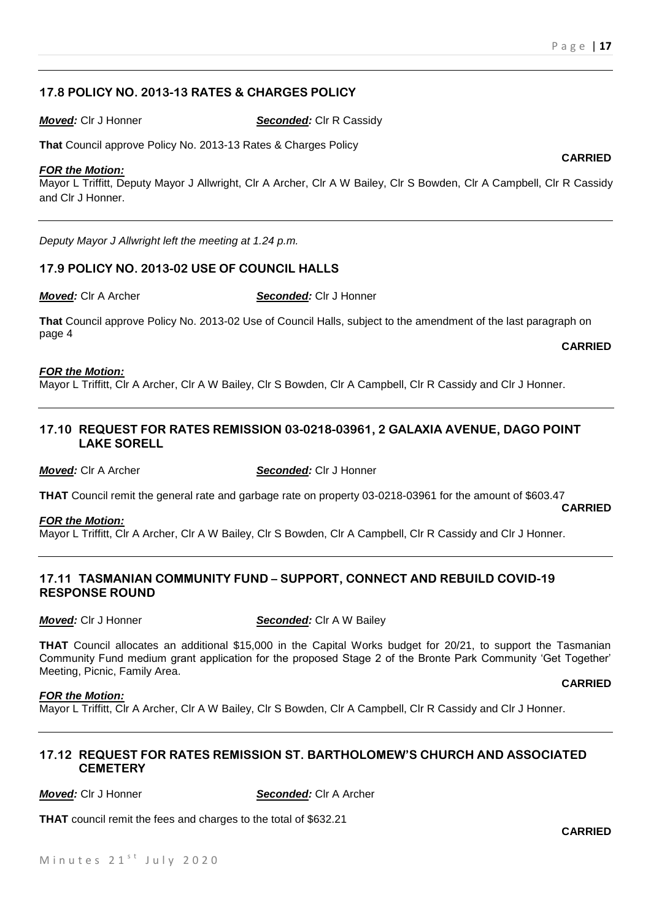### 17.8 POLICY NO. 2013-13 RATES & CHARGES POLICY

***Moved:*** Clr J Honner ***Seconded:*** Clr R Cassidy

**That** Council approve Policy No. 2013-13 Rates & Charges Policy

**CARRIED**

***FOR the Motion:***

Mayor L Triffitt, Deputy Mayor J Allwright, Clr A Archer, Clr A W Bailey, Clr S Bowden, Clr A Campbell, Clr R Cassidy and Clr J Honner.

---

*Deputy Mayor J Allwright left the meeting at 1.24 p.m.*

### 17.9 POLICY NO. 2013-02 USE OF COUNCIL HALLS

***Moved:*** Clr A Archer ***Seconded:*** Clr J Honner

**That** Council approve Policy No. 2013-02 Use of Council Halls, subject to the amendment of the last paragraph on page 4

**CARRIED**

***FOR the Motion:***

Mayor L Triffitt, Clr A Archer, Clr A W Bailey, Clr S Bowden, Clr A Campbell, Clr R Cassidy and Clr J Honner.

---

### 17.10 REQUEST FOR RATES REMISSION 03-0218-03961, 2 GALAXIA AVENUE, DAGO POINT LAKE SORELL

***Moved:*** Clr A Archer ***Seconded:*** Clr J Honner

**THAT** Council remit the general rate and garbage rate on property 03-0218-03961 for the amount of $603.47

**CARRIED**

***FOR the Motion:***

Mayor L Triffitt, Clr A Archer, Clr A W Bailey, Clr S Bowden, Clr A Campbell, Clr R Cassidy and Clr J Honner.

---

### 17.11 TASMANIAN COMMUNITY FUND – SUPPORT, CONNECT AND REBUILD COVID-19 RESPONSE ROUND

***Moved:*** Clr J Honner ***Seconded:*** Clr A W Bailey

**THAT** Council allocates an additional $15,000 in the Capital Works budget for 20/21, to support the Tasmanian Community Fund medium grant application for the proposed Stage 2 of the Bronte Park Community 'Get Together' Meeting, Picnic, Family Area.

**CARRIED**

***FOR the Motion:***

Mayor L Triffitt, Clr A Archer, Clr A W Bailey, Clr S Bowden, Clr A Campbell, Clr R Cassidy and Clr J Honner.

---

### 17.12 REQUEST FOR RATES REMISSION ST. BARTHOLOMEW'S CHURCH AND ASSOCIATED CEMETERY

***Moved:*** Clr J Honner ***Seconded:*** Clr A Archer

**THAT** council remit the fees and charges to the total of $632.21

**CARRIED**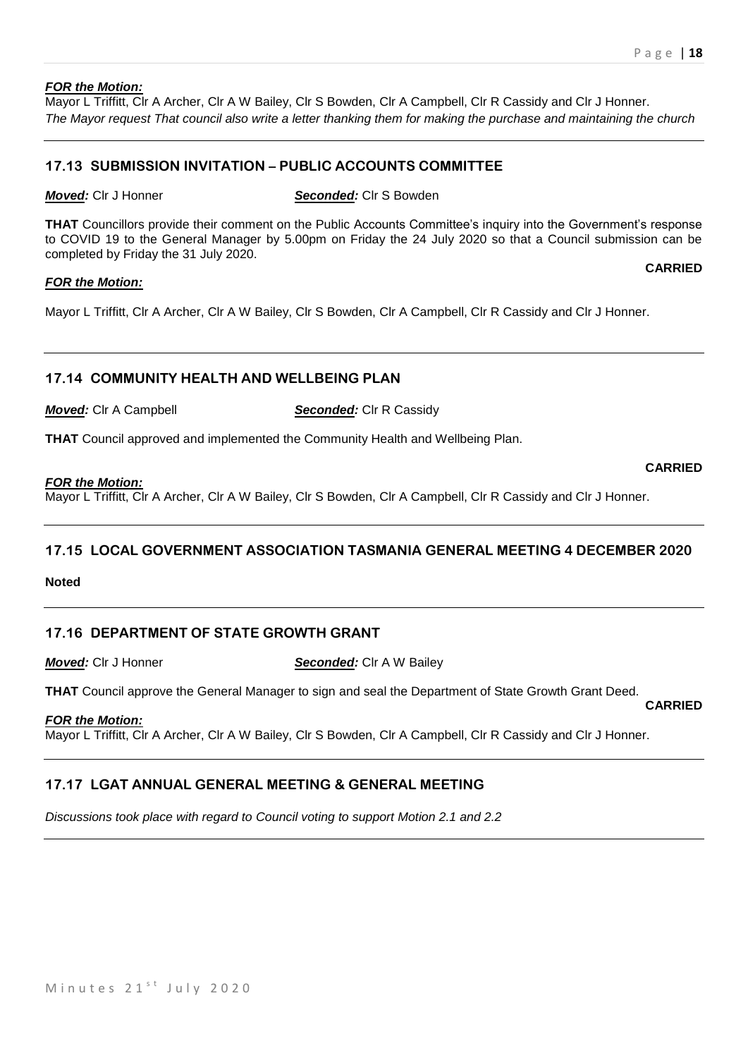***FOR the Motion:***

Mayor L Triffitt, Clr A Archer, Clr A W Bailey, Clr S Bowden, Clr A Campbell, Clr R Cassidy and Clr J Honner.

*The Mayor request That council also write a letter thanking them for making the purchase and maintaining the church*

## 17.13 SUBMISSION INVITATION – PUBLIC ACCOUNTS COMMITTEE

***Moved:*** Clr J Honner ***Seconded:*** Clr S Bowden

**THAT** Councillors provide their comment on the Public Accounts Committee's inquiry into the Government's response to COVID 19 to the General Manager by 5.00pm on Friday the 24 July 2020 so that a Council submission can be completed by Friday the 31 July 2020.

**CARRIED**

***FOR the Motion:***

Mayor L Triffitt, Clr A Archer, Clr A W Bailey, Clr S Bowden, Clr A Campbell, Clr R Cassidy and Clr J Honner.

## 17.14 COMMUNITY HEALTH AND WELLBEING PLAN

***Moved:*** Clr A Campbell ***Seconded:*** Clr R Cassidy

**THAT** Council approved and implemented the Community Health and Wellbeing Plan.

**CARRIED**

***FOR the Motion:***

Mayor L Triffitt, Clr A Archer, Clr A W Bailey, Clr S Bowden, Clr A Campbell, Clr R Cassidy and Clr J Honner.

## 17.15 LOCAL GOVERNMENT ASSOCIATION TASMANIA GENERAL MEETING 4 DECEMBER 2020

**Noted**

## 17.16 DEPARTMENT OF STATE GROWTH GRANT

***Moved:*** Clr J Honner ***Seconded:*** Clr A W Bailey

**THAT** Council approve the General Manager to sign and seal the Department of State Growth Grant Deed.

**CARRIED**

***FOR the Motion:***

Mayor L Triffitt, Clr A Archer, Clr A W Bailey, Clr S Bowden, Clr A Campbell, Clr R Cassidy and Clr J Honner.

## 17.17 LGAT ANNUAL GENERAL MEETING & GENERAL MEETING

*Discussions took place with regard to Council voting to support Motion 2.1 and 2.2*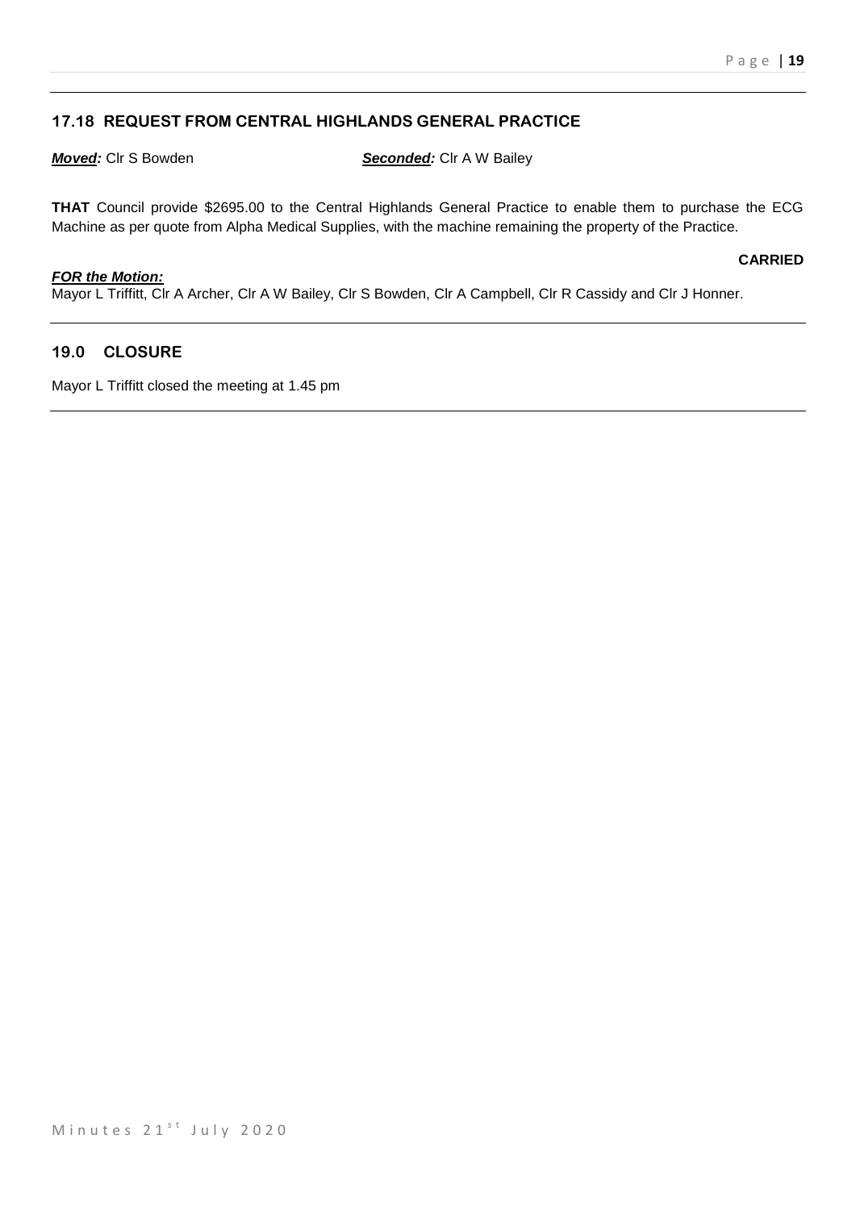## 17.18 REQUEST FROM CENTRAL HIGHLANDS GENERAL PRACTICE

***Moved:*** Clr S Bowden ***Seconded:*** Clr A W Bailey

**THAT** Council provide $2695.00 to the Central Highlands General Practice to enable them to purchase the ECG Machine as per quote from Alpha Medical Supplies, with the machine remaining the property of the Practice.

**CARRIED**

***FOR the Motion:***
Mayor L Triffitt, Clr A Archer, Clr A W Bailey, Clr S Bowden, Clr A Campbell, Clr R Cassidy and Clr J Honner.

## 19.0 CLOSURE

Mayor L Triffitt closed the meeting at 1.45 pm